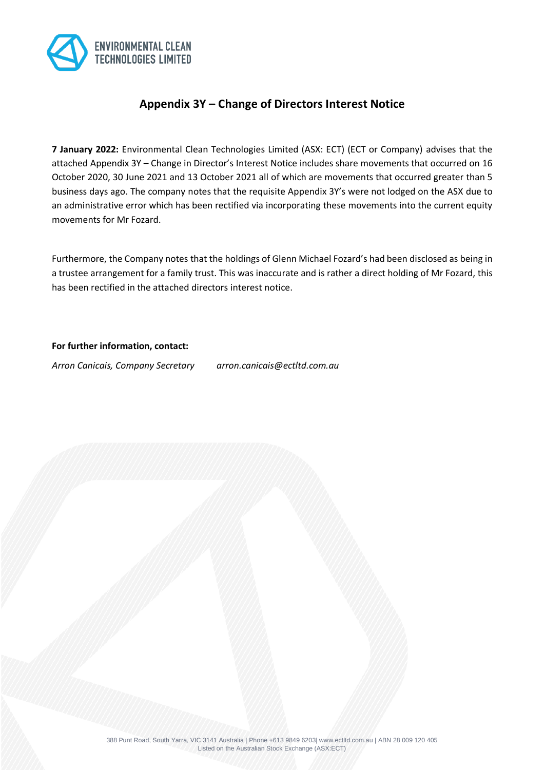# Appendix 3Y – Change of Directors Interest Notice

**7 January 2022:** Environmental Clean Technologies Limited (ASX: ECT) (ECT or Company) advises that the attached Appendix 3Y – Change in Director's Interest Notice includes share movements that occurred on 16 October 2020, 30 June 2021 and 13 October 2021 all of which are movements that occurred greater than 5 business days ago. The company notes that the requisite Appendix 3Y's were not lodged on the ASX due to an administrative error which has been rectified via incorporating these movements into the current equity movements for Mr Fozard.

Furthermore, the Company notes that the holdings of Glenn Michael Fozard's had been disclosed as being in a trustee arrangement for a family trust. This was inaccurate and is rather a direct holding of Mr Fozard, this has been rectified in the attached directors interest notice.

**For further information, contact:**

*Arron Canicais, Company Secretary* *arron.canicais@ectltd.com.au*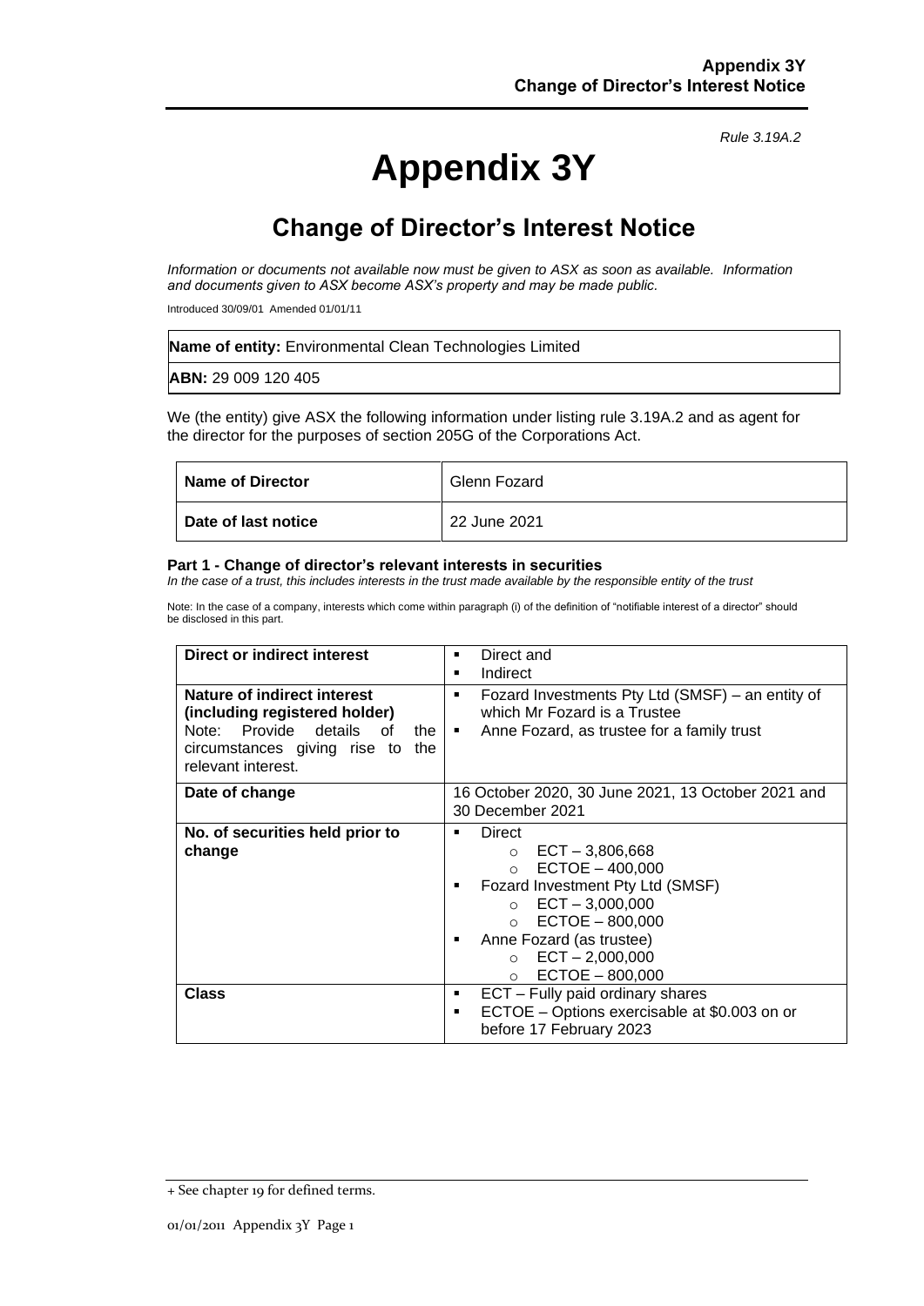*Rule 3.19A.2*

# Appendix 3Y

## Change of Director's Interest Notice

*Information or documents not available now must be given to ASX as soon as available. Information and documents given to ASX become ASX's property and may be made public.*

Introduced 30/09/01 Amended 01/01/11

| **Name of entity:** Environmental Clean Technologies Limited |
|---|
| **ABN:** 29 009 120 405 |

We (the entity) give ASX the following information under listing rule 3.19A.2 and as agent for the director for the purposes of section 205G of the Corporations Act.

| **Name of Director** | Glenn Fozard |
|---|---|
| **Date of last notice** | 22 June 2021 |

#### Part 1 - Change of director's relevant interests in securities

*In the case of a trust, this includes interests in the trust made available by the responsible entity of the trust*

Note: In the case of a company, interests which come within paragraph (i) of the definition of "notifiable interest of a director" should be disclosed in this part.

| **Direct or indirect interest** | ▪ Direct and<br>▪ Indirect |
|---|---|
| **Nature of indirect interest (including registered holder)**<br>Note: Provide details of the circumstances giving rise to the relevant interest. | ▪ Fozard Investments Pty Ltd (SMSF) – an entity of which Mr Fozard is a Trustee<br>▪ Anne Fozard, as trustee for a family trust |
| **Date of change** | 16 October 2020, 30 June 2021, 13 October 2021 and 30 December 2021 |
| **No. of securities held prior to change** | ▪ Direct<br>  ○ ECT – 3,806,668<br>  ○ ECTOE – 400,000<br>▪ Fozard Investment Pty Ltd (SMSF)<br>  ○ ECT – 3,000,000<br>  ○ ECTOE – 800,000<br>▪ Anne Fozard (as trustee)<br>  ○ ECT – 2,000,000<br>  ○ ECTOE – 800,000 |
| **Class** | ▪ ECT – Fully paid ordinary shares<br>▪ ECTOE – Options exercisable at $0.003 on or before 17 February 2023 |

+ See chapter 19 for defined terms.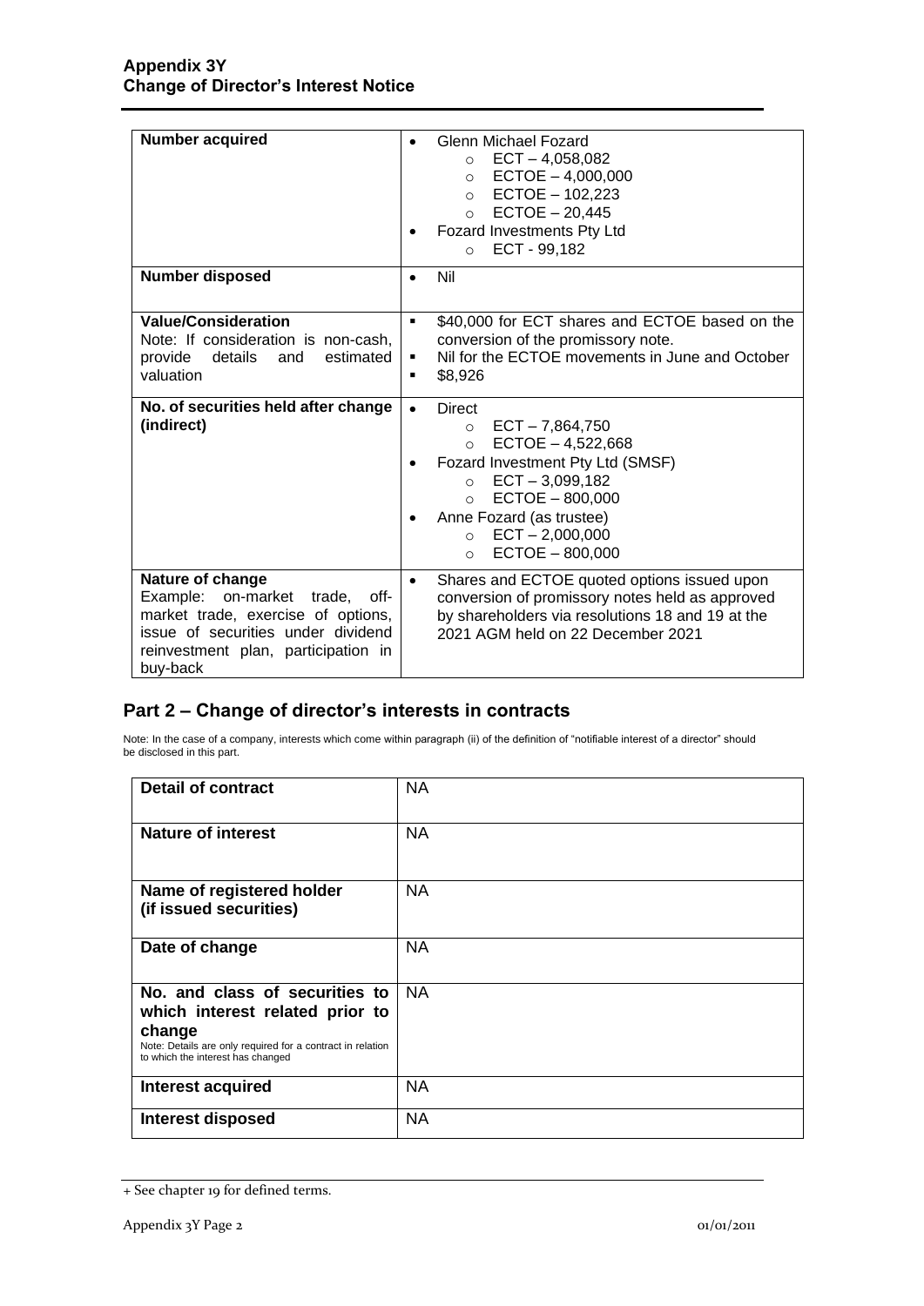| | |
|---|---|
| **Number acquired** | • Glenn Michael Fozard<br>  ○ ECT – 4,058,082<br>  ○ ECTOE – 4,000,000<br>  ○ ECTOE – 102,223<br>  ○ ECTOE – 20,445<br>• Fozard Investments Pty Ltd<br>  ○ ECT - 99,182 |
| **Number disposed** | • Nil |
| **Value/Consideration**<br>Note: If consideration is non-cash, provide details and estimated valuation | ▪ $40,000 for ECT shares and ECTOE based on the conversion of the promissory note.<br>▪ Nil for the ECTOE movements in June and October<br>▪ $8,926 |
| **No. of securities held after change (indirect)** | • Direct<br>  ○ ECT – 7,864,750<br>  ○ ECTOE – 4,522,668<br>• Fozard Investment Pty Ltd (SMSF)<br>  ○ ECT – 3,099,182<br>  ○ ECTOE – 800,000<br>• Anne Fozard (as trustee)<br>  ○ ECT – 2,000,000<br>  ○ ECTOE – 800,000 |
| **Nature of change**<br>Example: on-market trade, off-market trade, exercise of options, issue of securities under dividend reinvestment plan, participation in buy-back | • Shares and ECTOE quoted options issued upon conversion of promissory notes held as approved by shareholders via resolutions 18 and 19 at the 2021 AGM held on 22 December 2021 |

## Part 2 – Change of director's interests in contracts

Note: In the case of a company, interests which come within paragraph (ii) of the definition of "notifiable interest of a director" should be disclosed in this part.

| | |
|---|---|
| **Detail of contract** | NA |
| **Nature of interest** | NA |
| **Name of registered holder (if issued securities)** | NA |
| **Date of change** | NA |
| **No. and class of securities to which interest related prior to change**<br>Note: Details are only required for a contract in relation to which the interest has changed | NA |
| **Interest acquired** | NA |
| **Interest disposed** | NA |

+ See chapter 19 for defined terms.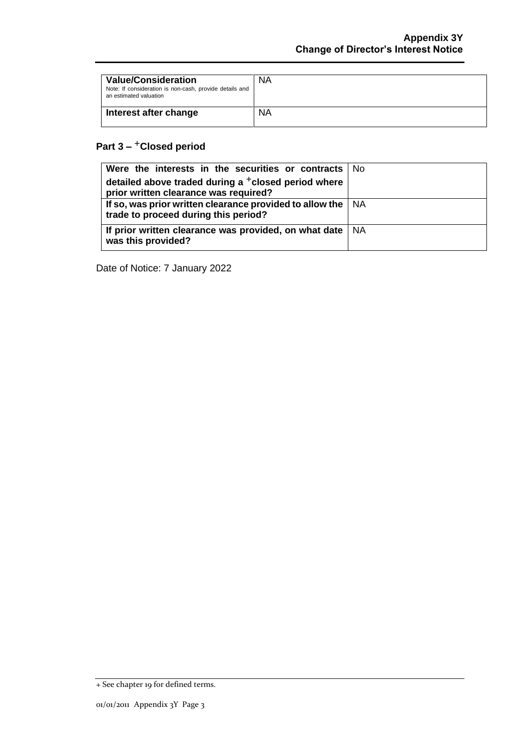| | |
|---|---|
| **Value/Consideration**<br>Note: If consideration is non-cash, provide details and an estimated valuation | NA |
| **Interest after change** | NA |

## Part 3 – +Closed period

| | |
|---|---|
| **Were the interests in the securities or contracts detailed above traded during a +closed period where prior written clearance was required?** | No |
| **If so, was prior written clearance provided to allow the trade to proceed during this period?** | NA |
| **If prior written clearance was provided, on what date was this provided?** | NA |

Date of Notice: 7 January 2022

+ See chapter 19 for defined terms.